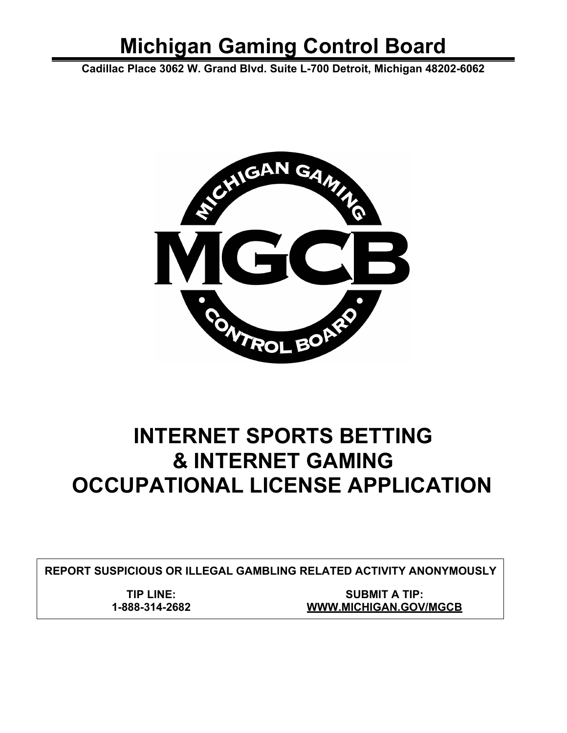# Michigan Gaming Control Board

**Cadillac Place 3062 W. Grand Blvd. Suite L-700 Detroit, Michigan 48202-6062**

# INTERNET SPORTS BETTING & INTERNET GAMING OCCUPATIONAL LICENSE APPLICATION

**REPORT SUSPICIOUS OR ILLEGAL GAMBLING RELATED ACTIVITY ANONYMOUSLY**

| TIP LINE: | SUBMIT A TIP: |
| --- | --- |
| 1-888-314-2682 | WWW.MICHIGAN.GOV/MGCB |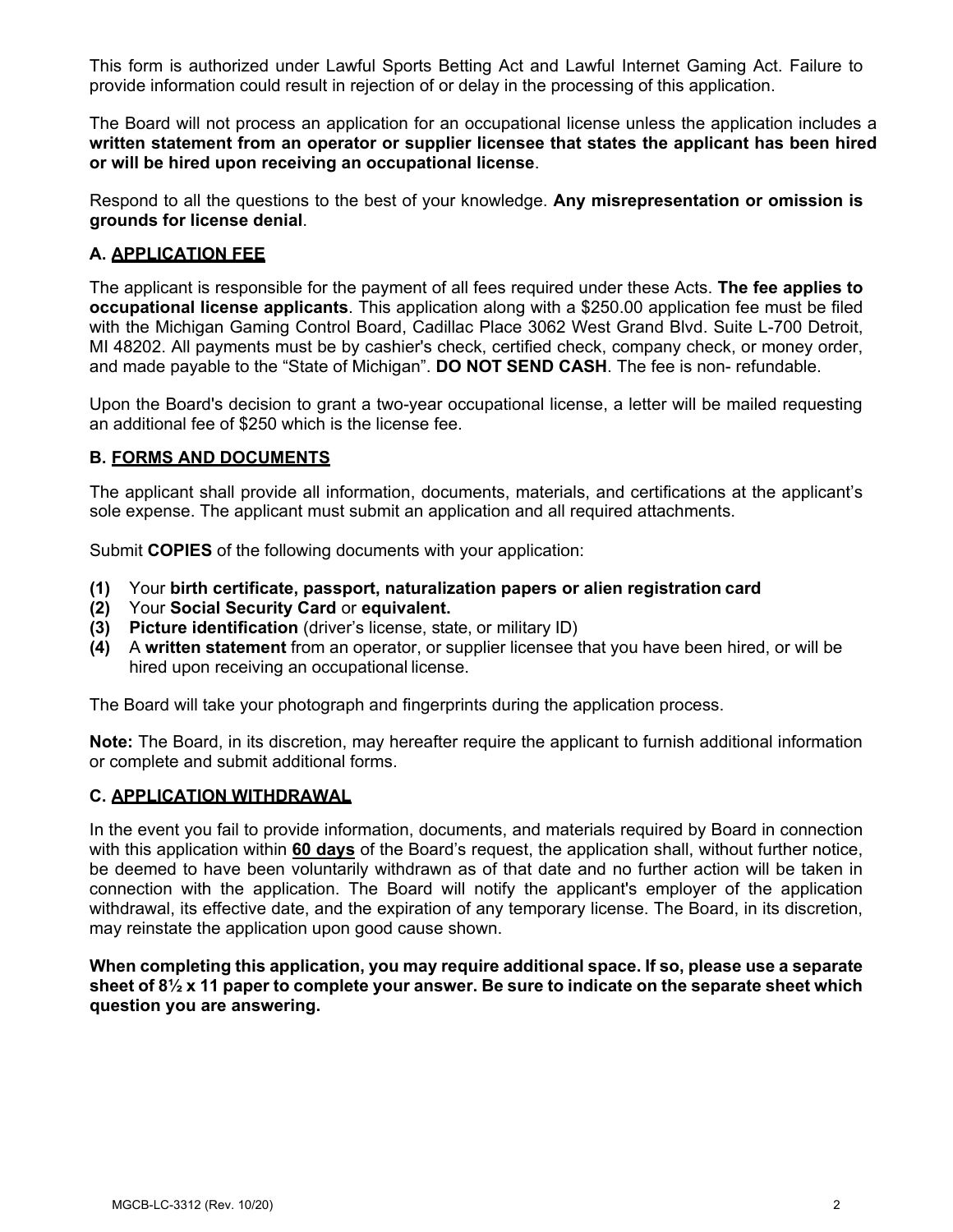This form is authorized under Lawful Sports Betting Act and Lawful Internet Gaming Act. Failure to provide information could result in rejection of or delay in the processing of this application.

The Board will not process an application for an occupational license unless the application includes a **written statement from an operator or supplier licensee that states the applicant has been hired or will be hired upon receiving an occupational license**.

Respond to all the questions to the best of your knowledge. **Any misrepresentation or omission is grounds for license denial**.

### A. APPLICATION FEE

The applicant is responsible for the payment of all fees required under these Acts. **The fee applies to occupational license applicants**. This application along with a $250.00 application fee must be filed with the Michigan Gaming Control Board, Cadillac Place 3062 West Grand Blvd. Suite L-700 Detroit, MI 48202. All payments must be by cashier's check, certified check, company check, or money order, and made payable to the "State of Michigan". **DO NOT SEND CASH**. The fee is non- refundable.

Upon the Board's decision to grant a two-year occupational license, a letter will be mailed requesting an additional fee of $250 which is the license fee.

### B. FORMS AND DOCUMENTS

The applicant shall provide all information, documents, materials, and certifications at the applicant's sole expense. The applicant must submit an application and all required attachments.

Submit **COPIES** of the following documents with your application:

**(1)** Your **birth certificate, passport, naturalization papers or alien registration card**
**(2)** Your **Social Security Card** or **equivalent.**
**(3)** **Picture identification** (driver's license, state, or military ID)
**(4)** A **written statement** from an operator, or supplier licensee that you have been hired, or will be hired upon receiving an occupational license.

The Board will take your photograph and fingerprints during the application process.

**Note:** The Board, in its discretion, may hereafter require the applicant to furnish additional information or complete and submit additional forms.

### C. APPLICATION WITHDRAWAL

In the event you fail to provide information, documents, and materials required by Board in connection with this application within **60 days** of the Board's request, the application shall, without further notice, be deemed to have been voluntarily withdrawn as of that date and no further action will be taken in connection with the application. The Board will notify the applicant's employer of the application withdrawal, its effective date, and the expiration of any temporary license. The Board, in its discretion, may reinstate the application upon good cause shown.

**When completing this application, you may require additional space. If so, please use a separate sheet of 8½ x 11 paper to complete your answer. Be sure to indicate on the separate sheet which question you are answering.**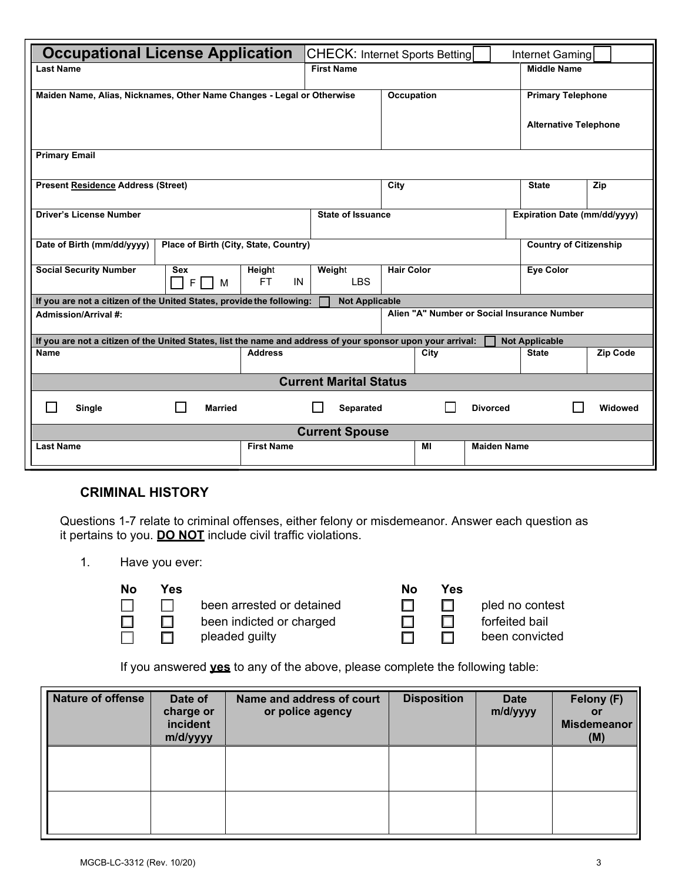## Occupational License Application

CHECK: Internet Sports Betting ☐ Internet Gaming ☐

| Last Name | First Name | Middle Name |
|---|---|---|
| | | |

| Maiden Name, Alias, Nicknames, Other Name Changes - Legal or Otherwise | Occupation | Primary Telephone / Alternative Telephone |
|---|---|---|
| | | |

| Primary Email |
|---|
| |

| Present Residence Address (Street) | City | State | Zip |
|---|---|---|---|
| | | | |

| Driver's License Number | State of Issuance | Expiration Date (mm/dd/yyyy) |
|---|---|---|
| | | |

| Date of Birth (mm/dd/yyyy) | Place of Birth (City, State, Country) | Country of Citizenship |
|---|---|---|
| | | |

| Social Security Number | Sex | Height | Weight | Hair Color | Eye Color |
|---|---|---|---|---|---|
| | ☐ F ☐ M | FT IN | LBS | | |

If you are not a citizen of the United States, provide the following: ☐ Not Applicable

| Admission/Arrival #: | Alien "A" Number or Social Insurance Number |
|---|---|
| | |

If you are not a citizen of the United States, list the name and address of your sponsor upon your arrival: ☐ Not Applicable

| Name | Address | City | State | Zip Code |
|---|---|---|---|---|
| | | | | |

### Current Marital Status

☐ Single ☐ Married ☐ Separated ☐ Divorced ☐ Widowed

### Current Spouse

| Last Name | First Name | MI | Maiden Name |
|---|---|---|---|
| | | | |

## CRIMINAL HISTORY

Questions 1-7 relate to criminal offenses, either felony or misdemeanor. Answer each question as it pertains to you. **DO NOT** include civil traffic violations.

1. Have you ever:

| No | Yes | | No | Yes | |
|---|---|---|---|---|---|
| ☐ | ☐ | been arrested or detained | ☐ | ☐ | pled no contest |
| ☐ | ☐ | been indicted or charged | ☐ | ☐ | forfeited bail |
| ☐ | ☐ | pleaded guilty | ☐ | ☐ | been convicted |

If you answered **yes** to any of the above, please complete the following table:

| Nature of offense | Date of charge or incident m/d/yyyy | Name and address of court or police agency | Disposition | Date m/d/yyyy | Felony (F) or Misdemeanor (M) |
|---|---|---|---|---|---|
| | | | | | |
| | | | | | |

MGCB-LC-3312 (Rev. 10/20)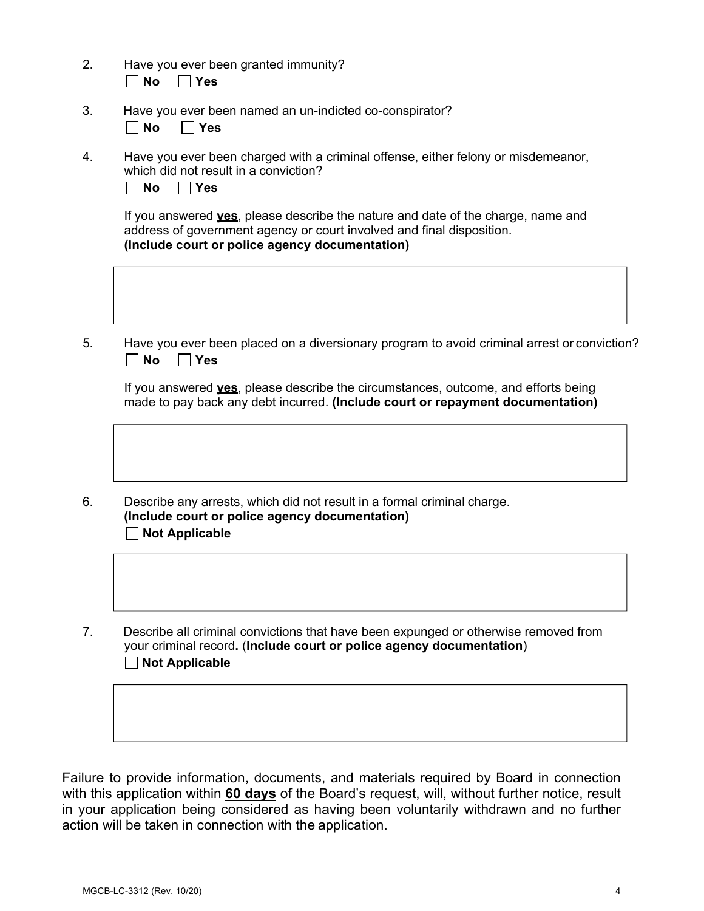2. Have you ever been granted immunity?

   ☐ **No** ☐ **Yes**

3. Have you ever been named an un-indicted co-conspirator?

   ☐ **No** ☐ **Yes**

4. Have you ever been charged with a criminal offense, either felony or misdemeanor, which did not result in a conviction?

   ☐ **No** ☐ **Yes**

   If you answered **<u>yes</u>**, please describe the nature and date of the charge, name and address of government agency or court involved and final disposition. **(Include court or police agency documentation)**

5. Have you ever been placed on a diversionary program to avoid criminal arrest or conviction?

   ☐ **No** ☐ **Yes**

   If you answered **<u>yes</u>**, please describe the circumstances, outcome, and efforts being made to pay back any debt incurred. **(Include court or repayment documentation)**

6. Describe any arrests, which did not result in a formal criminal charge. **(Include court or police agency documentation)**

   ☐ **Not Applicable**

7. Describe all criminal convictions that have been expunged or otherwise removed from your criminal record**.** (**Include court or police agency documentation**)

   ☐ **Not Applicable**

Failure to provide information, documents, and materials required by Board in connection with this application within **<u>60 days</u>** of the Board's request, will, without further notice, result in your application being considered as having been voluntarily withdrawn and no further action will be taken in connection with the application.

MGCB-LC-3312 (Rev. 10/20)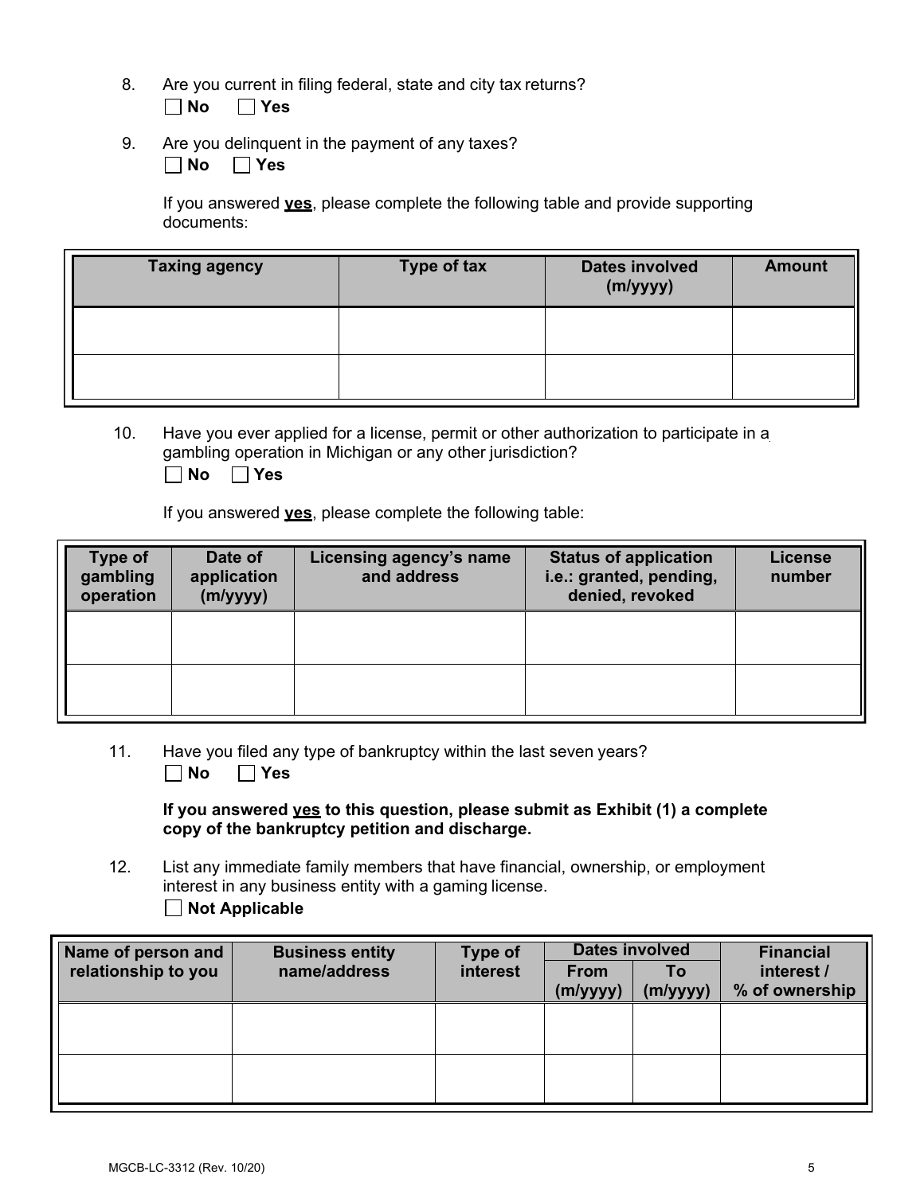8. Are you current in filing federal, state and city tax returns?

   ☐ **No** ☐ **Yes**

9. Are you delinquent in the payment of any taxes?

   ☐ **No** ☐ **Yes**

   If you answered **yes**, please complete the following table and provide supporting documents:

| Taxing agency | Type of tax | Dates involved (m/yyyy) | Amount |
|---|---|---|---|
| | | | |
| | | | |

10. Have you ever applied for a license, permit or other authorization to participate in a gambling operation in Michigan or any other jurisdiction?

    ☐ **No** ☐ **Yes**

    If you answered **yes**, please complete the following table:

| Type of gambling operation | Date of application (m/yyyy) | Licensing agency's name and address | Status of application i.e.: granted, pending, denied, revoked | License number |
|---|---|---|---|---|
| | | | | |
| | | | | |

11. Have you filed any type of bankruptcy within the last seven years?

    ☐ **No** ☐ **Yes**

    **If you answered yes to this question, please submit as Exhibit (1) a complete copy of the bankruptcy petition and discharge.**

12. List any immediate family members that have financial, ownership, or employment interest in any business entity with a gaming license.

    ☐ **Not Applicable**

| Name of person and relationship to you | Business entity name/address | Type of interest | Dates involved | | Financial interest / % of ownership |
|---|---|---|---|---|---|
| | | | From (m/yyyy) | To (m/yyyy) | |
| | | | | | |
| | | | | | |

MGCB-LC-3312 (Rev. 10/20)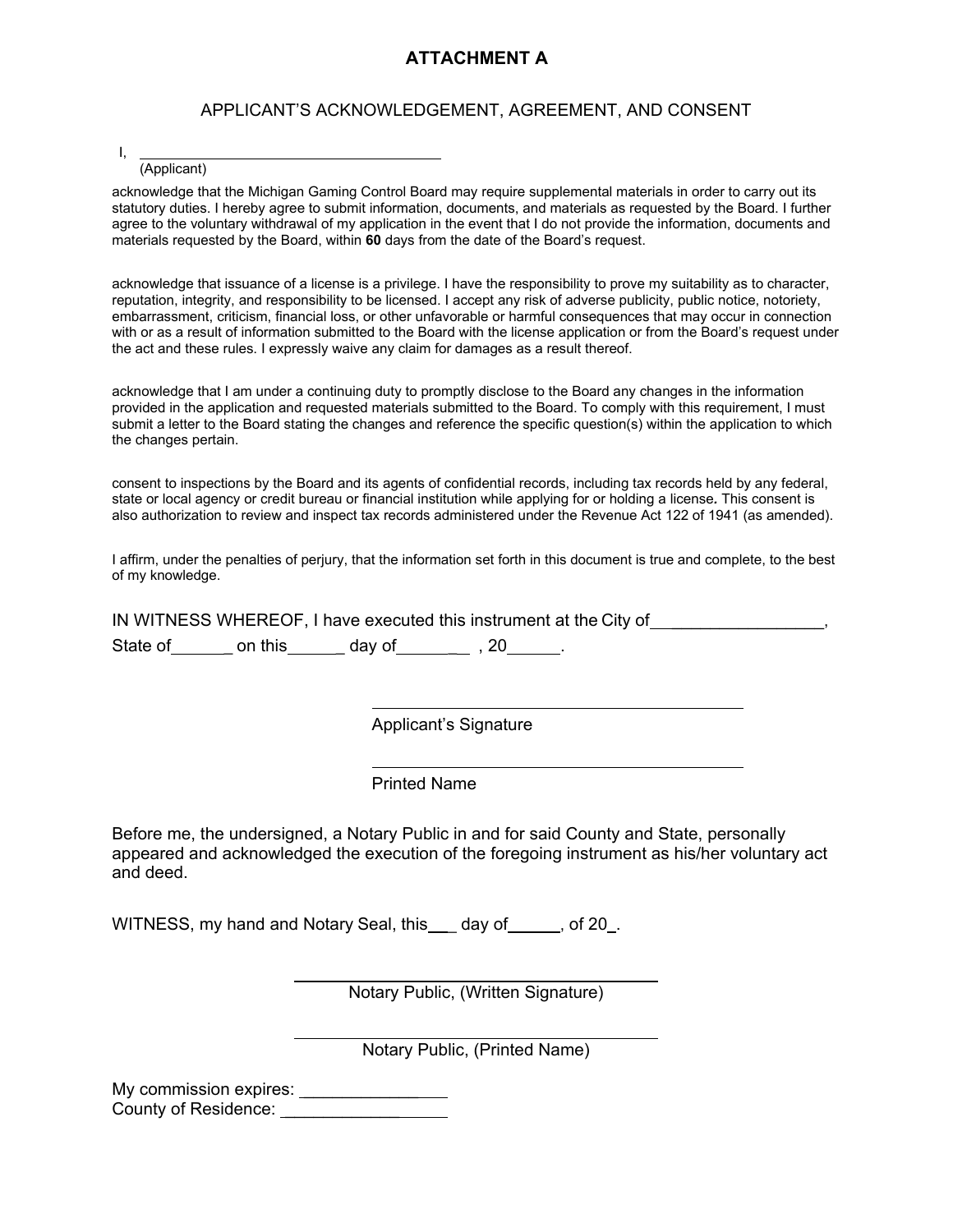# ATTACHMENT A

## APPLICANT'S ACKNOWLEDGEMENT, AGREEMENT, AND CONSENT

I, ____________________________________
(Applicant)

acknowledge that the Michigan Gaming Control Board may require supplemental materials in order to carry out its statutory duties. I hereby agree to submit information, documents, and materials as requested by the Board. I further agree to the voluntary withdrawal of my application in the event that I do not provide the information, documents and materials requested by the Board, within **60** days from the date of the Board's request.

acknowledge that issuance of a license is a privilege. I have the responsibility to prove my suitability as to character, reputation, integrity, and responsibility to be licensed. I accept any risk of adverse publicity, public notice, notoriety, embarrassment, criticism, financial loss, or other unfavorable or harmful consequences that may occur in connection with or as a result of information submitted to the Board with the license application or from the Board's request under the act and these rules. I expressly waive any claim for damages as a result thereof.

acknowledge that I am under a continuing duty to promptly disclose to the Board any changes in the information provided in the application and requested materials submitted to the Board. To comply with this requirement, I must submit a letter to the Board stating the changes and reference the specific question(s) within the application to which the changes pertain.

consent to inspections by the Board and its agents of confidential records, including tax records held by any federal, state or local agency or credit bureau or financial institution while applying for or holding a license**.** This consent is also authorization to review and inspect tax records administered under the Revenue Act 122 of 1941 (as amended).

I affirm, under the penalties of perjury, that the information set forth in this document is true and complete, to the best of my knowledge.

IN WITNESS WHEREOF, I have executed this instrument at the City of__________________,
State of______ on this______ day of________ , 20______.

______________________________________
Applicant's Signature

______________________________________
Printed Name

Before me, the undersigned, a Notary Public in and for said County and State, personally appeared and acknowledged the execution of the foregoing instrument as his/her voluntary act and deed.

WITNESS, my hand and Notary Seal, this___ day of______, of 20_.

______________________________________
Notary Public, (Written Signature)

______________________________________
Notary Public, (Printed Name)

My commission expires: _________________
County of Residence: _________________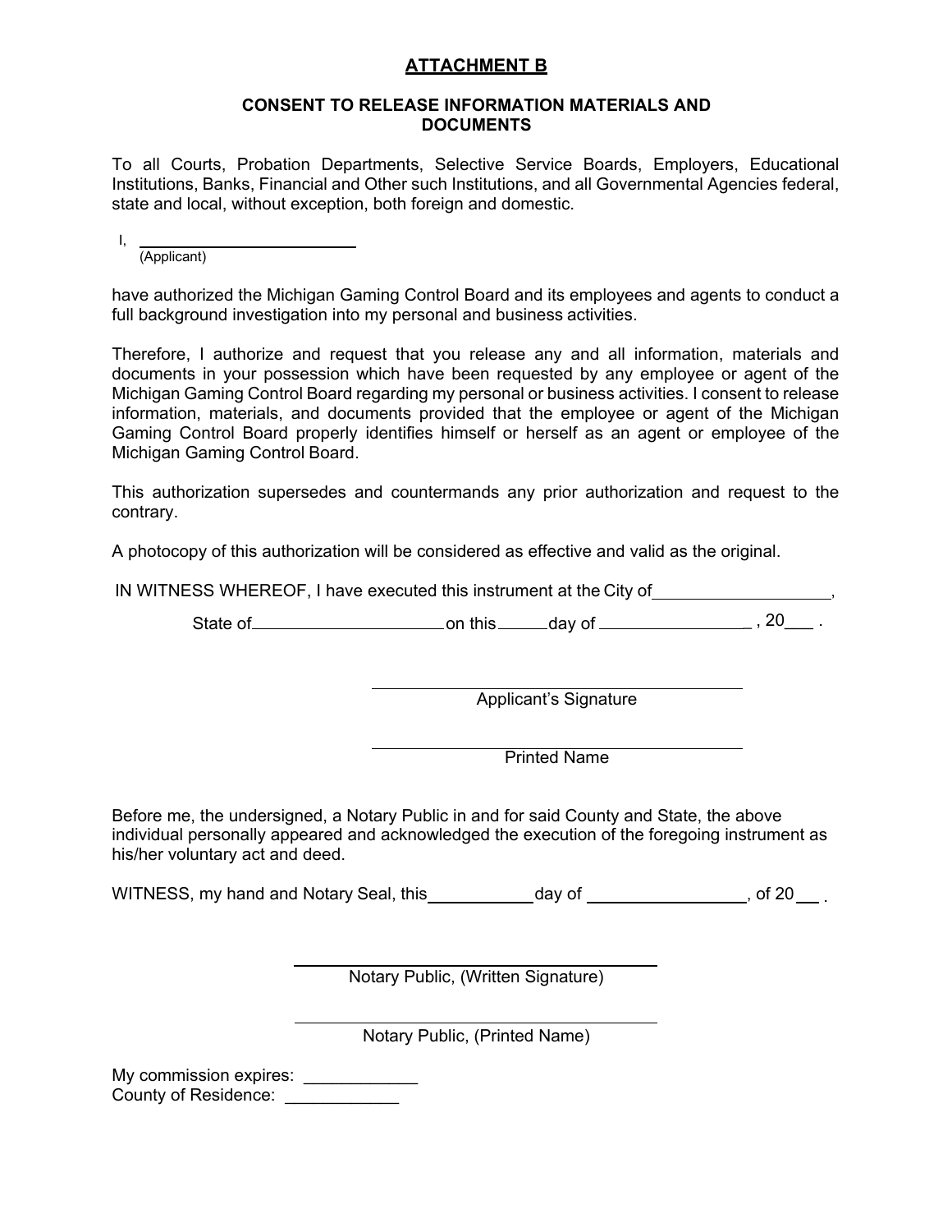## ATTACHMENT B

### CONSENT TO RELEASE INFORMATION MATERIALS AND DOCUMENTS

To all Courts, Probation Departments, Selective Service Boards, Employers, Educational Institutions, Banks, Financial and Other such Institutions, and all Governmental Agencies federal, state and local, without exception, both foreign and domestic.

I, ______________________________
(Applicant)

have authorized the Michigan Gaming Control Board and its employees and agents to conduct a full background investigation into my personal and business activities.

Therefore, I authorize and request that you release any and all information, materials and documents in your possession which have been requested by any employee or agent of the Michigan Gaming Control Board regarding my personal or business activities. I consent to release information, materials, and documents provided that the employee or agent of the Michigan Gaming Control Board properly identifies himself or herself as an agent or employee of the Michigan Gaming Control Board.

This authorization supersedes and countermands any prior authorization and request to the contrary.

A photocopy of this authorization will be considered as effective and valid as the original.

IN WITNESS WHEREOF, I have executed this instrument at the City of____________________,

State of________________________on this______day of _________________ , 20___ .

______________________________________________
Applicant's Signature

______________________________________________
Printed Name

Before me, the undersigned, a Notary Public in and for said County and State, the above individual personally appeared and acknowledged the execution of the foregoing instrument as his/her voluntary act and deed.

WITNESS, my hand and Notary Seal, this____________day of __________________, of 20___ .

______________________________________________
Notary Public, (Written Signature)

______________________________________________
Notary Public, (Printed Name)

My commission expires: ____________
County of Residence: ____________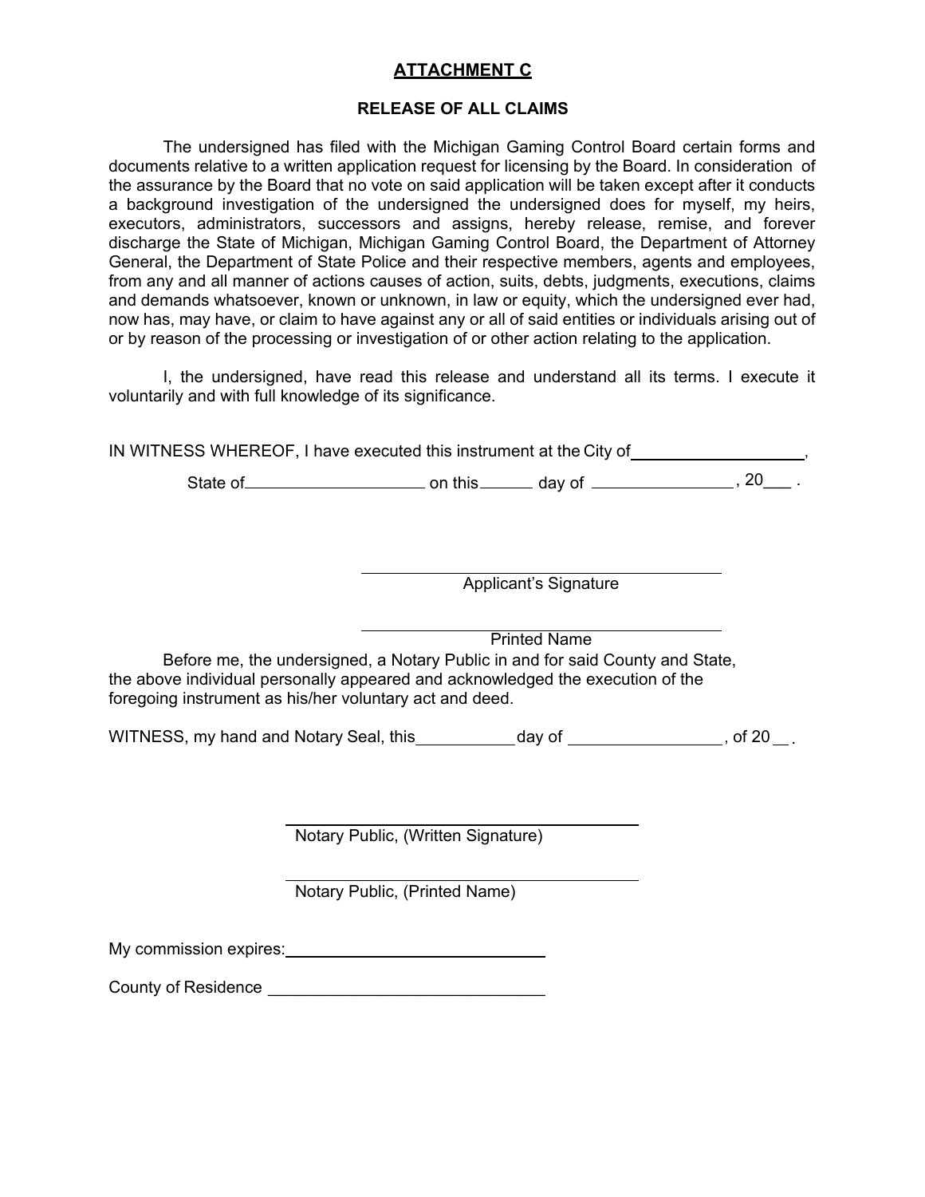## ATTACHMENT C

### RELEASE OF ALL CLAIMS

The undersigned has filed with the Michigan Gaming Control Board certain forms and documents relative to a written application request for licensing by the Board. In consideration of the assurance by the Board that no vote on said application will be taken except after it conducts a background investigation of the undersigned the undersigned does for myself, my heirs, executors, administrators, successors and assigns, hereby release, remise, and forever discharge the State of Michigan, Michigan Gaming Control Board, the Department of Attorney General, the Department of State Police and their respective members, agents and employees, from any and all manner of actions causes of action, suits, debts, judgments, executions, claims and demands whatsoever, known or unknown, in law or equity, which the undersigned ever had, now has, may have, or claim to have against any or all of said entities or individuals arising out of or by reason of the processing or investigation of or other action relating to the application.

I, the undersigned, have read this release and understand all its terms. I execute it voluntarily and with full knowledge of its significance.

IN WITNESS WHEREOF, I have executed this instrument at the City of ___________________,

State of ____________________ on this ______ day of ________________, 20___ .

_______________________________________
Applicant's Signature

_______________________________________
Printed Name

Before me, the undersigned, a Notary Public in and for said County and State, the above individual personally appeared and acknowledged the execution of the foregoing instrument as his/her voluntary act and deed.

WITNESS, my hand and Notary Seal, this___________day of _________________, of 20 __ .

_______________________________________
Notary Public, (Written Signature)

_______________________________________
Notary Public, (Printed Name)

My commission expires:______________________________

County of Residence ______________________________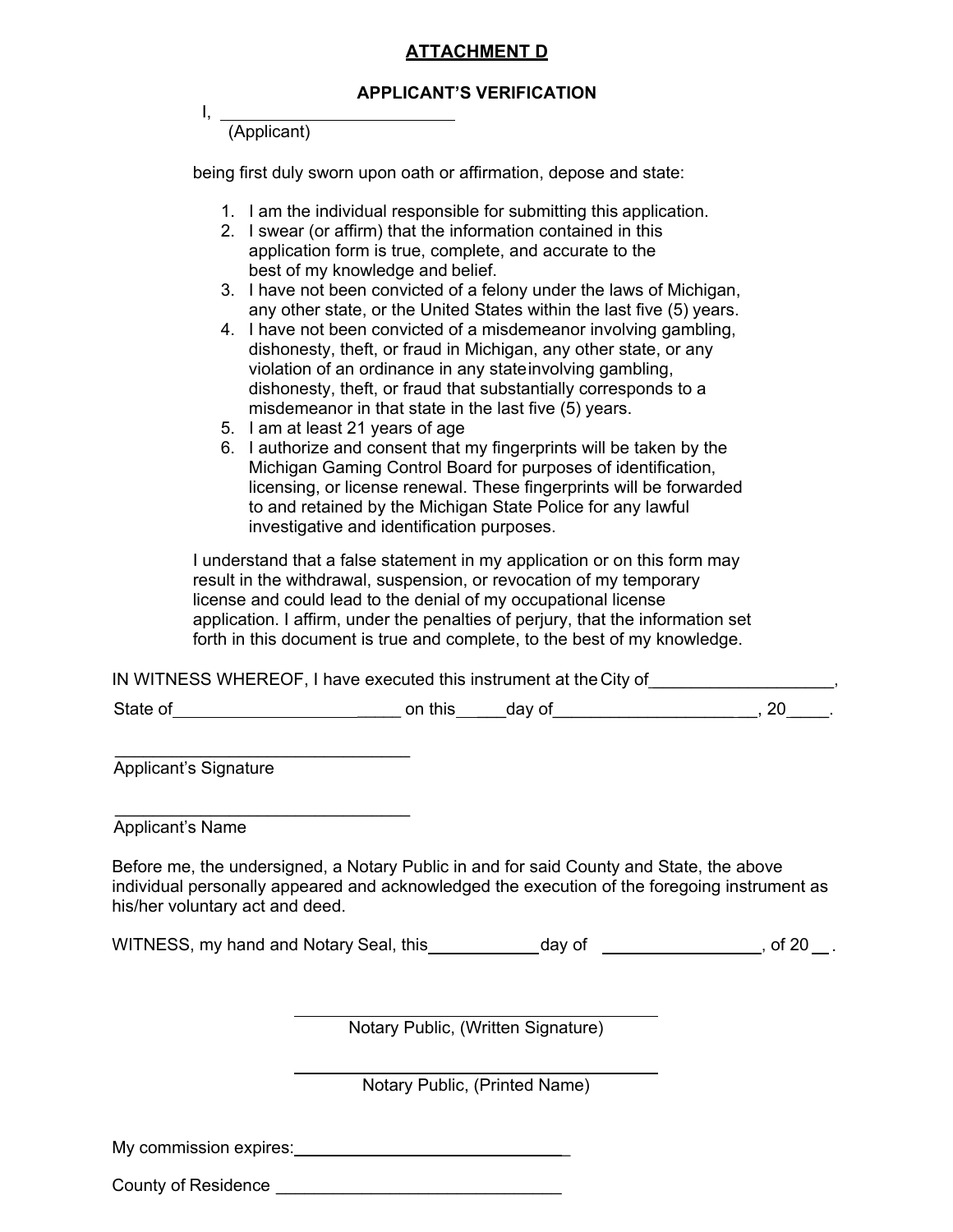## ATTACHMENT D

### APPLICANT'S VERIFICATION

I, ___________________________
(Applicant)

being first duly sworn upon oath or affirmation, depose and state:

1. I am the individual responsible for submitting this application.
2. I swear (or affirm) that the information contained in this application form is true, complete, and accurate to the best of my knowledge and belief.
3. I have not been convicted of a felony under the laws of Michigan, any other state, or the United States within the last five (5) years.
4. I have not been convicted of a misdemeanor involving gambling, dishonesty, theft, or fraud in Michigan, any other state, or any violation of an ordinance in any state involving gambling, dishonesty, theft, or fraud that substantially corresponds to a misdemeanor in that state in the last five (5) years.
5. I am at least 21 years of age
6. I authorize and consent that my fingerprints will be taken by the Michigan Gaming Control Board for purposes of identification, licensing, or license renewal. These fingerprints will be forwarded to and retained by the Michigan State Police for any lawful investigative and identification purposes.

I understand that a false statement in my application or on this form may result in the withdrawal, suspension, or revocation of my temporary license and could lead to the denial of my occupational license application. I affirm, under the penalties of perjury, that the information set forth in this document is true and complete, to the best of my knowledge.

IN WITNESS WHEREOF, I have executed this instrument at the City of___________________,

State of___________________________ on this_____day of_______________________, 20____.

________________________________
Applicant's Signature

________________________________
Applicant's Name

Before me, the undersigned, a Notary Public in and for said County and State, the above individual personally appeared and acknowledged the execution of the foregoing instrument as his/her voluntary act and deed.

WITNESS, my hand and Notary Seal, this____________day of _________________, of 20 __ .

________________________________
Notary Public, (Written Signature)

________________________________
Notary Public, (Printed Name)

My commission expires:______________________________

County of Residence ______________________________